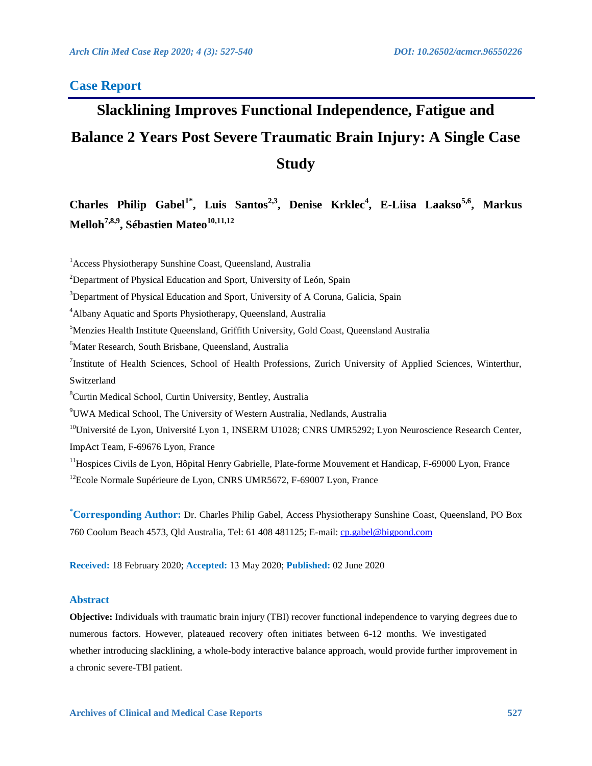## Case Report

# Slacklining Improves Functional Independence, Fatigue and Balance 2 Years Post Severe Traumatic Brain Injury: A Single Case Study

**Charles Philip Gabel[1*], Luis Santos[2,3], Denise Krklec[4], E-Liisa Laakso[5,6], Markus Melloh[7,8,9], Sébastien Mateo[10,11,12]**

[1]Access Physiotherapy Sunshine Coast, Queensland, Australia

[2]Department of Physical Education and Sport, University of León, Spain

[3]Department of Physical Education and Sport, University of A Coruna, Galicia, Spain

[4]Albany Aquatic and Sports Physiotherapy, Queensland, Australia

[5]Menzies Health Institute Queensland, Griffith University, Gold Coast, Queensland Australia

[6]Mater Research, South Brisbane, Queensland, Australia

[7]Institute of Health Sciences, School of Health Professions, Zurich University of Applied Sciences, Winterthur, Switzerland

[8]Curtin Medical School, Curtin University, Bentley, Australia

[9]UWA Medical School, The University of Western Australia, Nedlands, Australia

[10]Université de Lyon, Université Lyon 1, INSERM U1028; CNRS UMR5292; Lyon Neuroscience Research Center, ImpAct Team, F-69676 Lyon, France

[11]Hospices Civils de Lyon, Hôpital Henry Gabrielle, Plate-forme Mouvement et Handicap, F-69000 Lyon, France

[12]Ecole Normale Supérieure de Lyon, CNRS UMR5672, F-69007 Lyon, France

**[*]Corresponding Author:** Dr. Charles Philip Gabel, Access Physiotherapy Sunshine Coast, Queensland, PO Box 760 Coolum Beach 4573, Qld Australia, Tel: 61 408 481125; E-mail: cp.gabel@bigpond.com

**Received:** 18 February 2020; **Accepted:** 13 May 2020; **Published:** 02 June 2020

### Abstract

**Objective:** Individuals with traumatic brain injury (TBI) recover functional independence to varying degrees due to numerous factors. However, plateaued recovery often initiates between 6-12 months. We investigated whether introducing slacklining, a whole-body interactive balance approach, would provide further improvement in a chronic severe-TBI patient.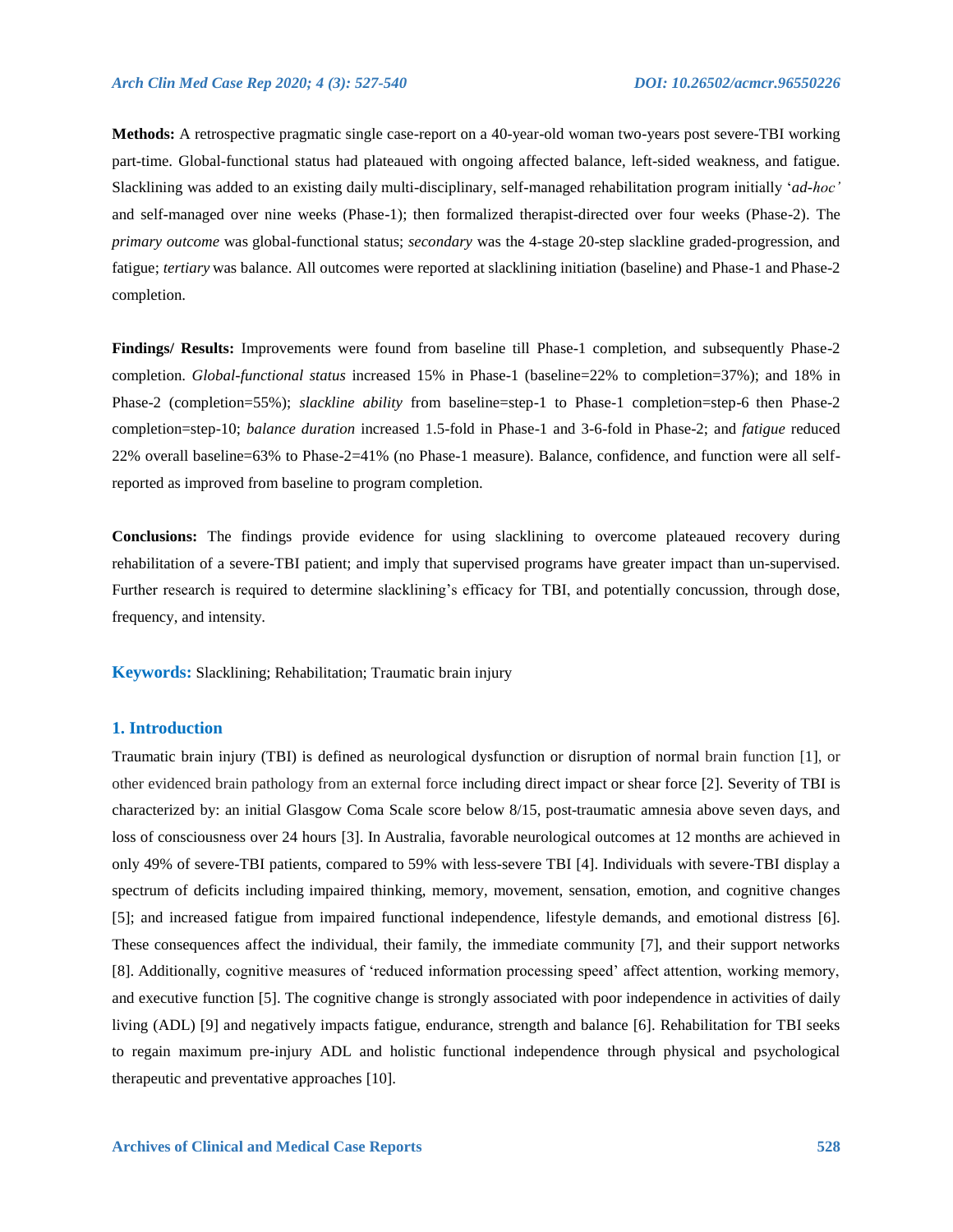**Methods:** A retrospective pragmatic single case-report on a 40-year-old woman two-years post severe-TBI working part-time. Global-functional status had plateaued with ongoing affected balance, left-sided weakness, and fatigue. Slacklining was added to an existing daily multi-disciplinary, self-managed rehabilitation program initially '*ad-hoc'* and self-managed over nine weeks (Phase-1); then formalized therapist-directed over four weeks (Phase-2). The *primary outcome* was global-functional status; *secondary* was the 4-stage 20-step slackline graded-progression, and fatigue; *tertiary* was balance. All outcomes were reported at slacklining initiation (baseline) and Phase-1 and Phase-2 completion.

**Findings/ Results:** Improvements were found from baseline till Phase-1 completion, and subsequently Phase-2 completion. *Global-functional status* increased 15% in Phase-1 (baseline=22% to completion=37%); and 18% in Phase-2 (completion=55%); *slackline ability* from baseline=step-1 to Phase-1 completion=step-6 then Phase-2 completion=step-10; *balance duration* increased 1.5-fold in Phase-1 and 3-6-fold in Phase-2; and *fatigue* reduced 22% overall baseline=63% to Phase-2=41% (no Phase-1 measure). Balance, confidence, and function were all self-reported as improved from baseline to program completion.

**Conclusions:** The findings provide evidence for using slacklining to overcome plateaued recovery during rehabilitation of a severe-TBI patient; and imply that supervised programs have greater impact than un-supervised. Further research is required to determine slacklining's efficacy for TBI, and potentially concussion, through dose, frequency, and intensity.

**Keywords:** Slacklining; Rehabilitation; Traumatic brain injury

## 1. Introduction

Traumatic brain injury (TBI) is defined as neurological dysfunction or disruption of normal brain function [1], or other evidenced brain pathology from an external force including direct impact or shear force [2]. Severity of TBI is characterized by: an initial Glasgow Coma Scale score below 8/15, post-traumatic amnesia above seven days, and loss of consciousness over 24 hours [3]. In Australia, favorable neurological outcomes at 12 months are achieved in only 49% of severe-TBI patients, compared to 59% with less-severe TBI [4]. Individuals with severe-TBI display a spectrum of deficits including impaired thinking, memory, movement, sensation, emotion, and cognitive changes [5]; and increased fatigue from impaired functional independence, lifestyle demands, and emotional distress [6]. These consequences affect the individual, their family, the immediate community [7], and their support networks [8]. Additionally, cognitive measures of 'reduced information processing speed' affect attention, working memory, and executive function [5]. The cognitive change is strongly associated with poor independence in activities of daily living (ADL) [9] and negatively impacts fatigue, endurance, strength and balance [6]. Rehabilitation for TBI seeks to regain maximum pre-injury ADL and holistic functional independence through physical and psychological therapeutic and preventative approaches [10].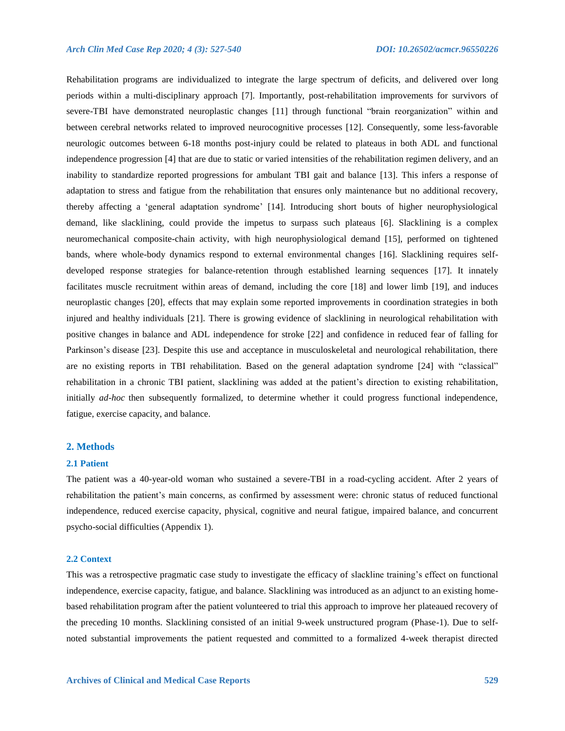Rehabilitation programs are individualized to integrate the large spectrum of deficits, and delivered over long periods within a multi-disciplinary approach [7]. Importantly, post-rehabilitation improvements for survivors of severe-TBI have demonstrated neuroplastic changes [11] through functional "brain reorganization" within and between cerebral networks related to improved neurocognitive processes [12]. Consequently, some less-favorable neurologic outcomes between 6-18 months post-injury could be related to plateaus in both ADL and functional independence progression [4] that are due to static or varied intensities of the rehabilitation regimen delivery, and an inability to standardize reported progressions for ambulant TBI gait and balance [13]. This infers a response of adaptation to stress and fatigue from the rehabilitation that ensures only maintenance but no additional recovery, thereby affecting a 'general adaptation syndrome' [14]. Introducing short bouts of higher neurophysiological demand, like slacklining, could provide the impetus to surpass such plateaus [6]. Slacklining is a complex neuromechanical composite-chain activity, with high neurophysiological demand [15], performed on tightened bands, where whole-body dynamics respond to external environmental changes [16]. Slacklining requires self-developed response strategies for balance-retention through established learning sequences [17]. It innately facilitates muscle recruitment within areas of demand, including the core [18] and lower limb [19], and induces neuroplastic changes [20], effects that may explain some reported improvements in coordination strategies in both injured and healthy individuals [21]. There is growing evidence of slacklining in neurological rehabilitation with positive changes in balance and ADL independence for stroke [22] and confidence in reduced fear of falling for Parkinson's disease [23]. Despite this use and acceptance in musculoskeletal and neurological rehabilitation, there are no existing reports in TBI rehabilitation. Based on the general adaptation syndrome [24] with "classical" rehabilitation in a chronic TBI patient, slacklining was added at the patient's direction to existing rehabilitation, initially *ad-hoc* then subsequently formalized, to determine whether it could progress functional independence, fatigue, exercise capacity, and balance.

## 2. Methods

### 2.1 Patient

The patient was a 40-year-old woman who sustained a severe-TBI in a road-cycling accident. After 2 years of rehabilitation the patient's main concerns, as confirmed by assessment were: chronic status of reduced functional independence, reduced exercise capacity, physical, cognitive and neural fatigue, impaired balance, and concurrent psycho-social difficulties (Appendix 1).

### 2.2 Context

This was a retrospective pragmatic case study to investigate the efficacy of slackline training's effect on functional independence, exercise capacity, fatigue, and balance. Slacklining was introduced as an adjunct to an existing home-based rehabilitation program after the patient volunteered to trial this approach to improve her plateaued recovery of the preceding 10 months. Slacklining consisted of an initial 9-week unstructured program (Phase-1). Due to self-noted substantial improvements the patient requested and committed to a formalized 4-week therapist directed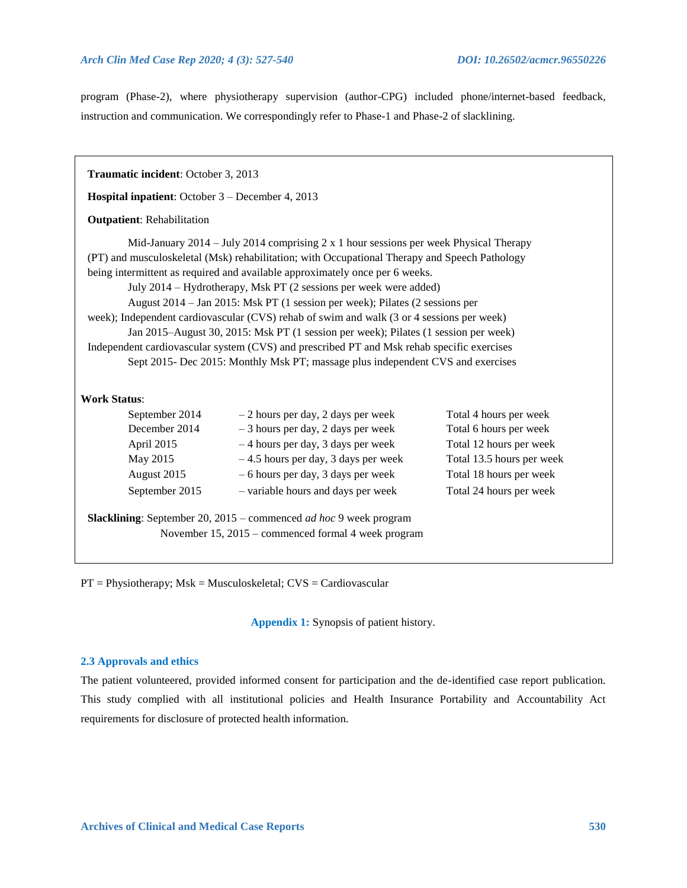program (Phase-2), where physiotherapy supervision (author-CPG) included phone/internet-based feedback, instruction and communication. We correspondingly refer to Phase-1 and Phase-2 of slacklining.

**Traumatic incident**: October 3, 2013

**Hospital inpatient**: October 3 – December 4, 2013

**Outpatient**: Rehabilitation

Mid-January 2014 – July 2014 comprising 2 x 1 hour sessions per week Physical Therapy (PT) and musculoskeletal (Msk) rehabilitation; with Occupational Therapy and Speech Pathology being intermittent as required and available approximately once per 6 weeks.

July 2014 – Hydrotherapy, Msk PT (2 sessions per week were added)

August 2014 – Jan 2015: Msk PT (1 session per week); Pilates (2 sessions per week); Independent cardiovascular (CVS) rehab of swim and walk (3 or 4 sessions per week)

Jan 2015–August 30, 2015: Msk PT (1 session per week); Pilates (1 session per week) Independent cardiovascular system (CVS) and prescribed PT and Msk rehab specific exercises

Sept 2015- Dec 2015: Monthly Msk PT; massage plus independent CVS and exercises

**Work Status**:

| | | |
|---|---|---|
| September 2014 | – 2 hours per day, 2 days per week | Total 4 hours per week |
| December 2014 | – 3 hours per day, 2 days per week | Total 6 hours per week |
| April 2015 | – 4 hours per day, 3 days per week | Total 12 hours per week |
| May 2015 | – 4.5 hours per day, 3 days per week | Total 13.5 hours per week |
| August 2015 | – 6 hours per day, 3 days per week | Total 18 hours per week |
| September 2015 | – variable hours and days per week | Total 24 hours per week |

**Slacklining**: September 20, 2015 – commenced *ad hoc* 9 week program

November 15, 2015 – commenced formal 4 week program

PT = Physiotherapy; Msk = Musculoskeletal; CVS = Cardiovascular

**Appendix 1:** Synopsis of patient history.

### 2.3 Approvals and ethics

The patient volunteered, provided informed consent for participation and the de-identified case report publication. This study complied with all institutional policies and Health Insurance Portability and Accountability Act requirements for disclosure of protected health information.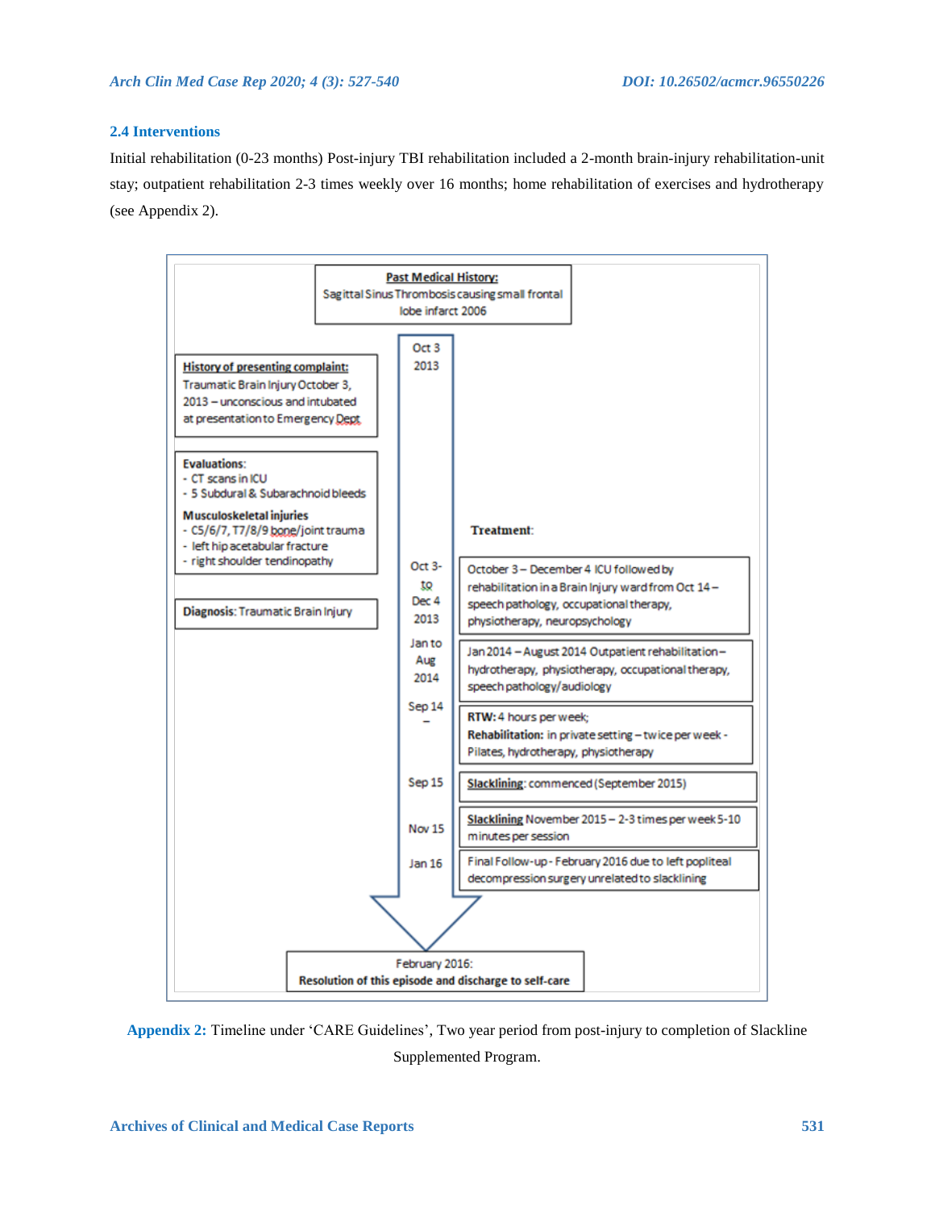### 2.4 Interventions

Initial rehabilitation (0-23 months) Post-injury TBI rehabilitation included a 2-month brain-injury rehabilitation-unit stay; outpatient rehabilitation 2-3 times weekly over 16 months; home rehabilitation of exercises and hydrotherapy (see Appendix 2).

**Past Medical History:**
Sagittal Sinus Thrombosis causing small frontal lobe infarct 2006

**History of presenting complaint:**
Traumatic Brain Injury October 3, 2013 – unconscious and intubated at presentation to Emergency Dept

**Evaluations:**
- CT scans in ICU
- 5 Subdural & Subarachnoid bleeds

**Musculoskeletal injuries**
- C5/6/7, T7/8/9 bone/joint trauma
- left hip acetabular fracture
- right shoulder tendinopathy

**Diagnosis:** Traumatic Brain Injury

Oct 3 2013

**Treatment:**

Oct 3- to Dec 4 2013 — October 3 – December 4 ICU followed by rehabilitation in a Brain Injury ward from Oct 14 – speech pathology, occupational therapy, physiotherapy, neuropsychology

Jan to Aug 2014 — Jan 2014 – August 2014 Outpatient rehabilitation – hydrotherapy, physiotherapy, occupational therapy, speech pathology/audiology

Sep 14 – — **RTW:** 4 hours per week; **Rehabilitation:** in private setting – twice per week - Pilates, hydrotherapy, physiotherapy

Sep 15 — Slacklining: commenced (September 2015)

Nov 15 — Slacklining November 2015 – 2-3 times per week 5-10 minutes per session

Jan 16 — Final Follow-up - February 2016 due to left popliteal decompression surgery unrelated to slacklining

February 2016:
**Resolution of this episode and discharge to self-care**

**Appendix 2:** Timeline under 'CARE Guidelines', Two year period from post-injury to completion of Slackline Supplemented Program.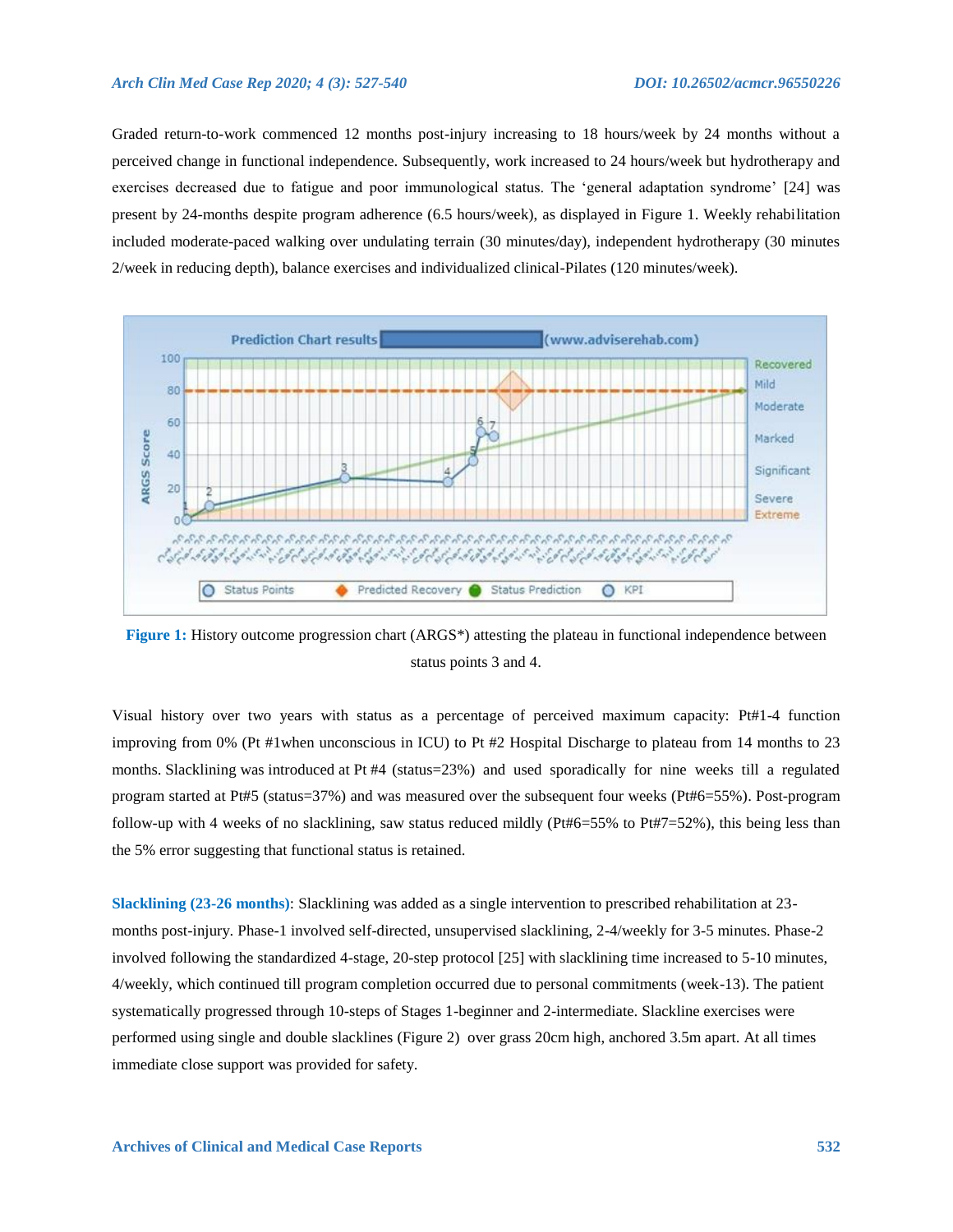Graded return-to-work commenced 12 months post-injury increasing to 18 hours/week by 24 months without a perceived change in functional independence. Subsequently, work increased to 24 hours/week but hydrotherapy and exercises decreased due to fatigue and poor immunological status. The 'general adaptation syndrome' [24] was present by 24-months despite program adherence (6.5 hours/week), as displayed in Figure 1. Weekly rehabilitation included moderate-paced walking over undulating terrain (30 minutes/day), independent hydrotherapy (30 minutes 2/week in reducing depth), balance exercises and individualized clinical-Pilates (120 minutes/week).

Prediction Chart results (www.adviserehab.com)

ARGS Score

100
80
60
40
20
0

Recovered
Mild
Moderate
Marked
Significant
Severe
Extreme

1
2
3
4
5
6
7

Status Points
Predicted Recovery
Status Prediction
KPI

**Figure 1:** History outcome progression chart (ARGS*) attesting the plateau in functional independence between status points 3 and 4.

Visual history over two years with status as a percentage of perceived maximum capacity: Pt#1-4 function improving from 0% (Pt #1when unconscious in ICU) to Pt #2 Hospital Discharge to plateau from 14 months to 23 months. Slacklining was introduced at Pt #4 (status=23%) and used sporadically for nine weeks till a regulated program started at Pt#5 (status=37%) and was measured over the subsequent four weeks (Pt#6=55%). Post-program follow-up with 4 weeks of no slacklining, saw status reduced mildly (Pt#6=55% to Pt#7=52%), this being less than the 5% error suggesting that functional status is retained.

**Slacklining (23-26 months)**: Slacklining was added as a single intervention to prescribed rehabilitation at 23-months post-injury. Phase-1 involved self-directed, unsupervised slacklining, 2-4/weekly for 3-5 minutes. Phase-2 involved following the standardized 4-stage, 20-step protocol [25] with slacklining time increased to 5-10 minutes, 4/weekly, which continued till program completion occurred due to personal commitments (week-13). The patient systematically progressed through 10-steps of Stages 1-beginner and 2-intermediate. Slackline exercises were performed using single and double slacklines (Figure 2) over grass 20cm high, anchored 3.5m apart. At all times immediate close support was provided for safety.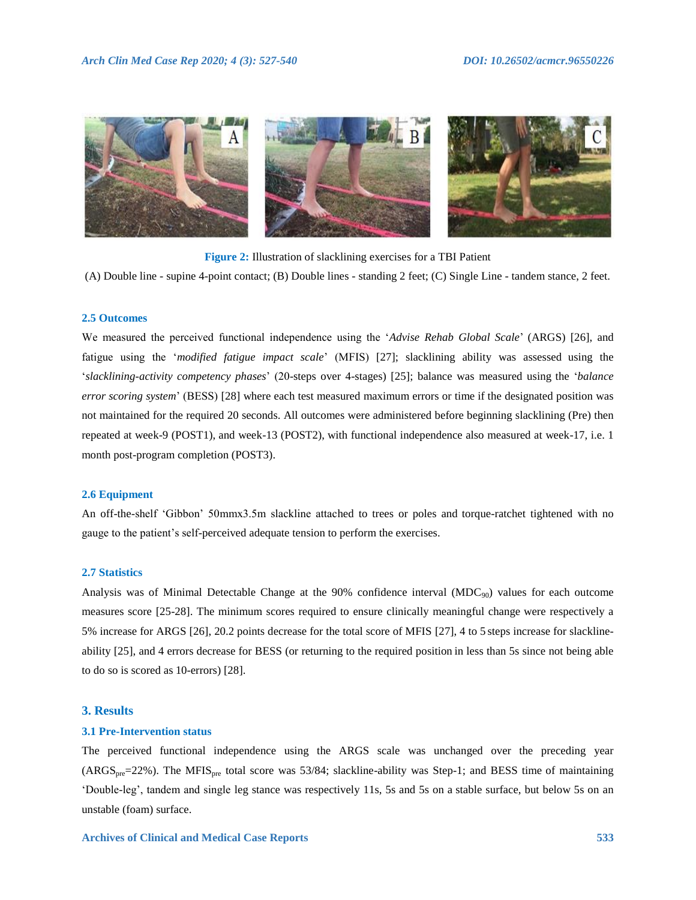Figure 2: Illustration of slacklining exercises for a TBI Patient

(A) Double line - supine 4-point contact; (B) Double lines - standing 2 feet; (C) Single Line - tandem stance, 2 feet.

### 2.5 Outcomes

We measured the perceived functional independence using the '*Advise Rehab Global Scale*' (ARGS) [26], and fatigue using the '*modified fatigue impact scale*' (MFIS) [27]; slacklining ability was assessed using the '*slacklining-activity competency phases*' (20-steps over 4-stages) [25]; balance was measured using the '*balance error scoring system*' (BESS) [28] where each test measured maximum errors or time if the designated position was not maintained for the required 20 seconds. All outcomes were administered before beginning slacklining (Pre) then repeated at week-9 (POST1), and week-13 (POST2), with functional independence also measured at week-17, i.e. 1 month post-program completion (POST3).

### 2.6 Equipment

An off-the-shelf 'Gibbon' 50mmx3.5m slackline attached to trees or poles and torque-ratchet tightened with no gauge to the patient's self-perceived adequate tension to perform the exercises.

### 2.7 Statistics

Analysis was of Minimal Detectable Change at the 90% confidence interval ($MDC_{90}$) values for each outcome measures score [25-28]. The minimum scores required to ensure clinically meaningful change were respectively a 5% increase for ARGS [26], 20.2 points decrease for the total score of MFIS [27], 4 to 5 steps increase for slackline-ability [25], and 4 errors decrease for BESS (or returning to the required position in less than 5s since not being able to do so is scored as 10-errors) [28].

## 3. Results

### 3.1 Pre-Intervention status

The perceived functional independence using the ARGS scale was unchanged over the preceding year ($ARGS_{pre}$=22%). The $MFIS_{pre}$ total score was 53/84; slackline-ability was Step-1; and BESS time of maintaining 'Double-leg', tandem and single leg stance was respectively 11s, 5s and 5s on a stable surface, but below 5s on an unstable (foam) surface.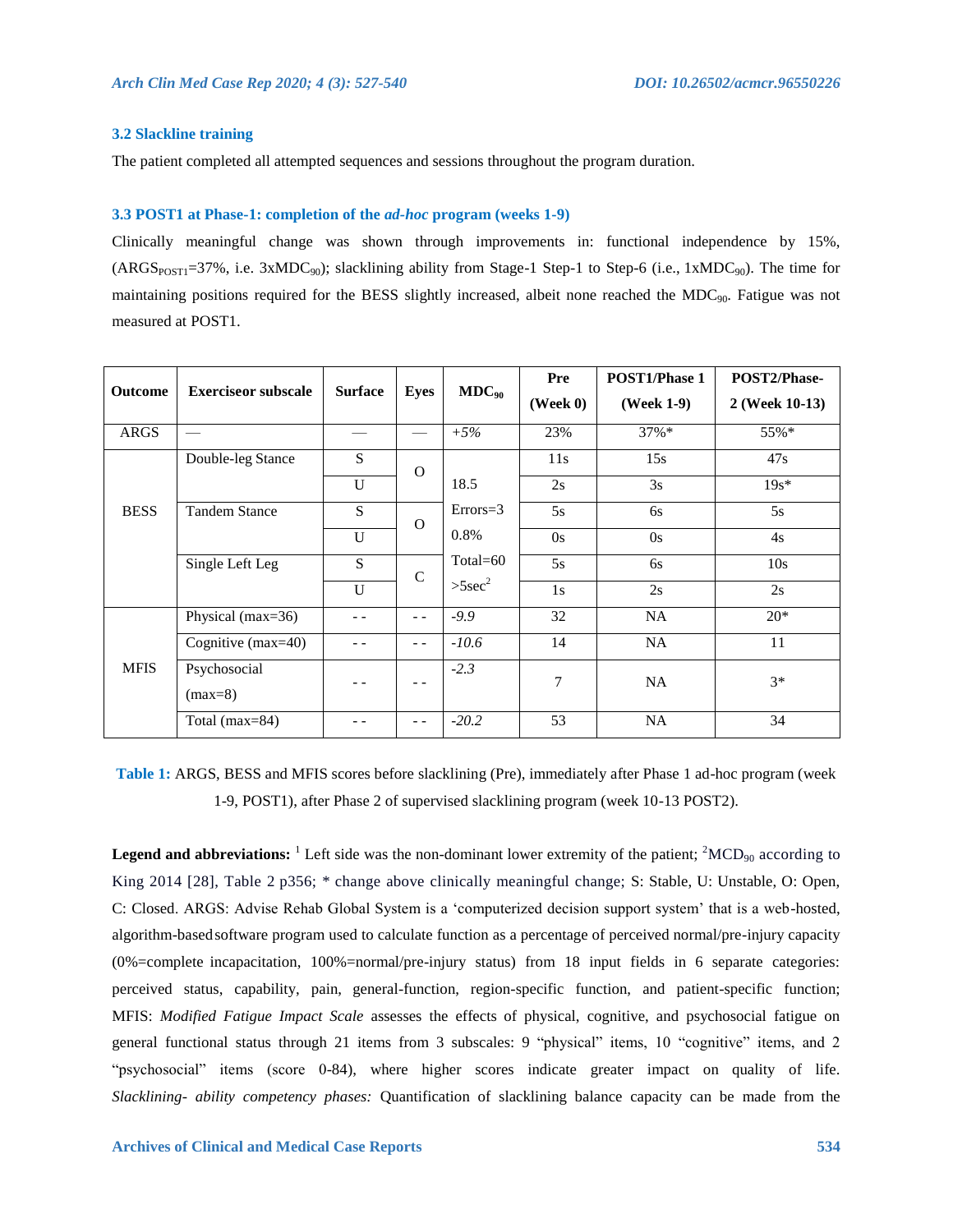### 3.2 Slackline training

The patient completed all attempted sequences and sessions throughout the program duration.

### 3.3 POST1 at Phase-1: completion of the *ad-hoc* program (weeks 1-9)

Clinically meaningful change was shown through improvements in: functional independence by 15%, ($ARGS_{POST1}$=37%, i.e. 3x$MDC_{90}$); slacklining ability from Stage-1 Step-1 to Step-6 (i.e., 1x$MDC_{90}$). The time for maintaining positions required for the BESS slightly increased, albeit none reached the $MDC_{90}$. Fatigue was not measured at POST1.

| Outcome | Exerciseor subscale | Surface | Eyes | $MDC_{90}$ | Pre (Week 0) | POST1/Phase 1 (Week 1-9) | POST2/Phase-2 (Week 10-13) |
|---|---|---|---|---|---|---|---|
| ARGS | — | — | — | *+5%* | 23% | 37%* | 55%* |
| BESS | Double-leg Stance | S | O | 18.5 Errors=3 0.8% Total=60 >5sec[2] | 11s | 15s | 47s |
| | | U | | | 2s | 3s | 19s* |
| | Tandem Stance | S | O | | 5s | 6s | 5s |
| | | U | | | 0s | 0s | 4s |
| | Single Left Leg | S | C | | 5s | 6s | 10s |
| | | U | | | 1s | 2s | 2s |
| MFIS | Physical (max=36) | - - | - - | *-9.9* | 32 | NA | 20* |
| | Cognitive (max=40) | - - | - - | *-10.6* | 14 | NA | 11 |
| | Psychosocial (max=8) | - - | - - | *-2.3* | 7 | NA | 3* |
| | Total (max=84) | - - | - - | *-20.2* | 53 | NA | 34 |

**Table 1:** ARGS, BESS and MFIS scores before slacklining (Pre), immediately after Phase 1 ad-hoc program (week 1-9, POST1), after Phase 2 of supervised slacklining program (week 10-13 POST2).

**Legend and abbreviations:** [1] Left side was the non-dominant lower extremity of the patient; [2]$MCD_{90}$ according to King 2014 [28], Table 2 p356; * change above clinically meaningful change; S: Stable, U: Unstable, O: Open, C: Closed. ARGS: Advise Rehab Global System is a 'computerized decision support system' that is a web-hosted, algorithm-based software program used to calculate function as a percentage of perceived normal/pre-injury capacity (0%=complete incapacitation, 100%=normal/pre-injury status) from 18 input fields in 6 separate categories: perceived status, capability, pain, general-function, region-specific function, and patient-specific function; MFIS: *Modified Fatigue Impact Scale* assesses the effects of physical, cognitive, and psychosocial fatigue on general functional status through 21 items from 3 subscales: 9 "physical" items, 10 "cognitive" items, and 2 "psychosocial" items (score 0-84), where higher scores indicate greater impact on quality of life. *Slacklining- ability competency phases:* Quantification of slacklining balance capacity can be made from the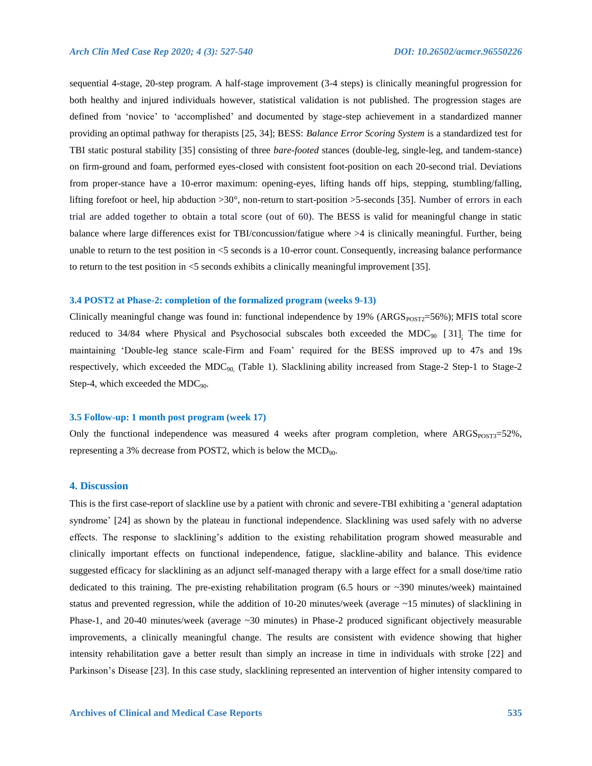sequential 4-stage, 20-step program. A half-stage improvement (3-4 steps) is clinically meaningful progression for both healthy and injured individuals however, statistical validation is not published. The progression stages are defined from 'novice' to 'accomplished' and documented by stage-step achievement in a standardized manner providing an optimal pathway for therapists [25, 34]; BESS: *Balance Error Scoring System* is a standardized test for TBI static postural stability [35] consisting of three *bare-footed* stances (double-leg, single-leg, and tandem-stance) on firm-ground and foam, performed eyes-closed with consistent foot-position on each 20-second trial. Deviations from proper-stance have a 10-error maximum: opening-eyes, lifting hands off hips, stepping, stumbling/falling, lifting forefoot or heel, hip abduction >30°, non-return to start-position >5-seconds [35]. Number of errors in each trial are added together to obtain a total score (out of 60). The BESS is valid for meaningful change in static balance where large differences exist for TBI/concussion/fatigue where >4 is clinically meaningful. Further, being unable to return to the test position in <5 seconds is a 10-error count. Consequently, increasing balance performance to return to the test position in <5 seconds exhibits a clinically meaningful improvement [35].

### 3.4 POST2 at Phase-2: completion of the formalized program (weeks 9-13)

Clinically meaningful change was found in: functional independence by 19% ($ARGS_{POST2}$=56%); MFIS total score reduced to 34/84 where Physical and Psychosocial subscales both exceeded the $MDC_{90}$ [31]. The time for maintaining 'Double-leg stance scale-Firm and Foam' required for the BESS improved up to 47s and 19s respectively, which exceeded the $MDC_{90}$ (Table 1). Slacklining ability increased from Stage-2 Step-1 to Stage-2 Step-4, which exceeded the $MDC_{90}$.

### 3.5 Follow-up: 1 month post program (week 17)

Only the functional independence was measured 4 weeks after program completion, where $ARGS_{POST3}$=52%, representing a 3% decrease from POST2, which is below the $MCD_{90}$.

## 4. Discussion

This is the first case-report of slackline use by a patient with chronic and severe-TBI exhibiting a 'general adaptation syndrome' [24] as shown by the plateau in functional independence. Slacklining was used safely with no adverse effects. The response to slacklining's addition to the existing rehabilitation program showed measurable and clinically important effects on functional independence, fatigue, slackline-ability and balance. This evidence suggested efficacy for slacklining as an adjunct self-managed therapy with a large effect for a small dose/time ratio dedicated to this training. The pre-existing rehabilitation program (6.5 hours or ~390 minutes/week) maintained status and prevented regression, while the addition of 10-20 minutes/week (average ~15 minutes) of slacklining in Phase-1, and 20-40 minutes/week (average ~30 minutes) in Phase-2 produced significant objectively measurable improvements, a clinically meaningful change. The results are consistent with evidence showing that higher intensity rehabilitation gave a better result than simply an increase in time in individuals with stroke [22] and Parkinson's Disease [23]. In this case study, slacklining represented an intervention of higher intensity compared to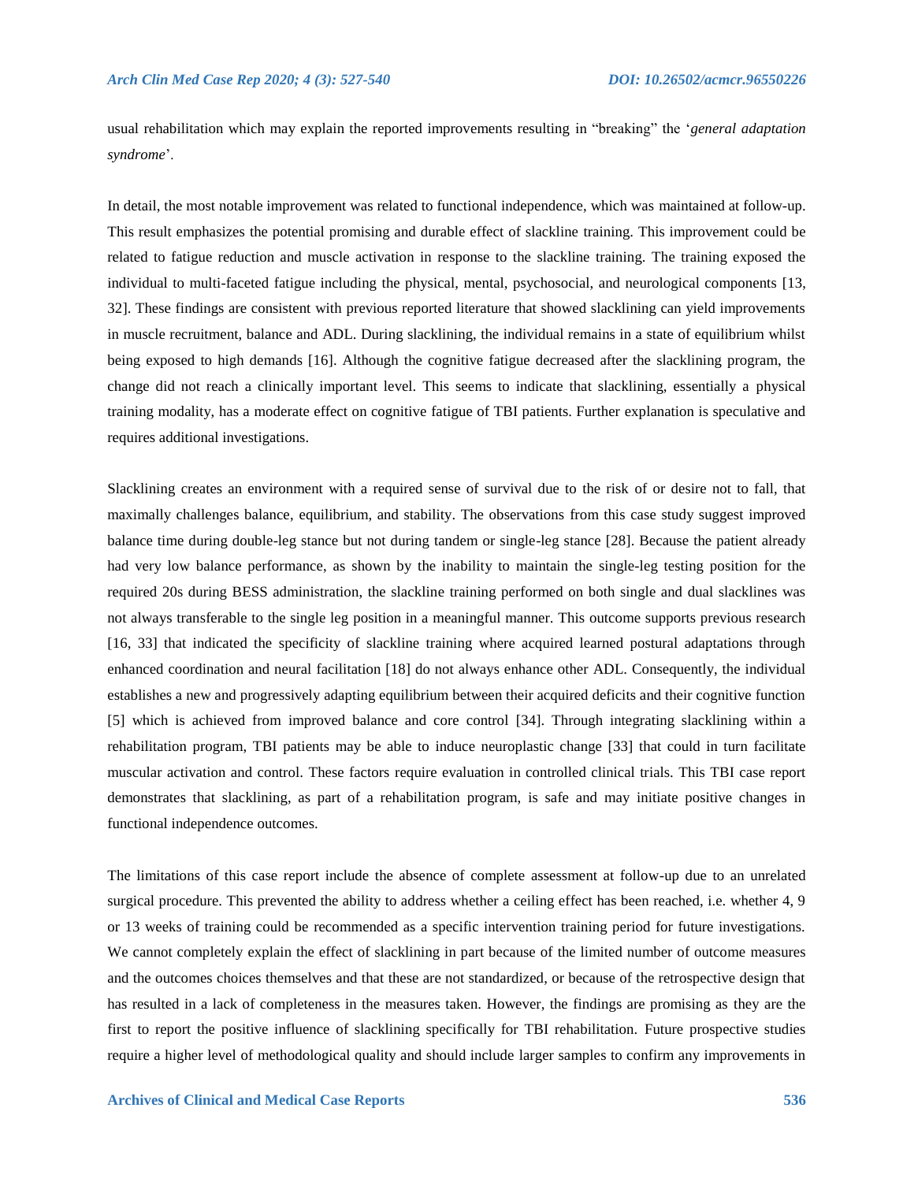usual rehabilitation which may explain the reported improvements resulting in "breaking" the '*general adaptation syndrome*'.

In detail, the most notable improvement was related to functional independence, which was maintained at follow-up. This result emphasizes the potential promising and durable effect of slackline training. This improvement could be related to fatigue reduction and muscle activation in response to the slackline training. The training exposed the individual to multi-faceted fatigue including the physical, mental, psychosocial, and neurological components [13, 32]. These findings are consistent with previous reported literature that showed slacklining can yield improvements in muscle recruitment, balance and ADL. During slacklining, the individual remains in a state of equilibrium whilst being exposed to high demands [16]. Although the cognitive fatigue decreased after the slacklining program, the change did not reach a clinically important level. This seems to indicate that slacklining, essentially a physical training modality, has a moderate effect on cognitive fatigue of TBI patients. Further explanation is speculative and requires additional investigations.

Slacklining creates an environment with a required sense of survival due to the risk of or desire not to fall, that maximally challenges balance, equilibrium, and stability. The observations from this case study suggest improved balance time during double-leg stance but not during tandem or single-leg stance [28]. Because the patient already had very low balance performance, as shown by the inability to maintain the single-leg testing position for the required 20s during BESS administration, the slackline training performed on both single and dual slacklines was not always transferable to the single leg position in a meaningful manner. This outcome supports previous research [16, 33] that indicated the specificity of slackline training where acquired learned postural adaptations through enhanced coordination and neural facilitation [18] do not always enhance other ADL. Consequently, the individual establishes a new and progressively adapting equilibrium between their acquired deficits and their cognitive function [5] which is achieved from improved balance and core control [34]. Through integrating slacklining within a rehabilitation program, TBI patients may be able to induce neuroplastic change [33] that could in turn facilitate muscular activation and control. These factors require evaluation in controlled clinical trials. This TBI case report demonstrates that slacklining, as part of a rehabilitation program, is safe and may initiate positive changes in functional independence outcomes.

The limitations of this case report include the absence of complete assessment at follow-up due to an unrelated surgical procedure. This prevented the ability to address whether a ceiling effect has been reached, i.e. whether 4, 9 or 13 weeks of training could be recommended as a specific intervention training period for future investigations. We cannot completely explain the effect of slacklining in part because of the limited number of outcome measures and the outcomes choices themselves and that these are not standardized, or because of the retrospective design that has resulted in a lack of completeness in the measures taken. However, the findings are promising as they are the first to report the positive influence of slacklining specifically for TBI rehabilitation. Future prospective studies require a higher level of methodological quality and should include larger samples to confirm any improvements in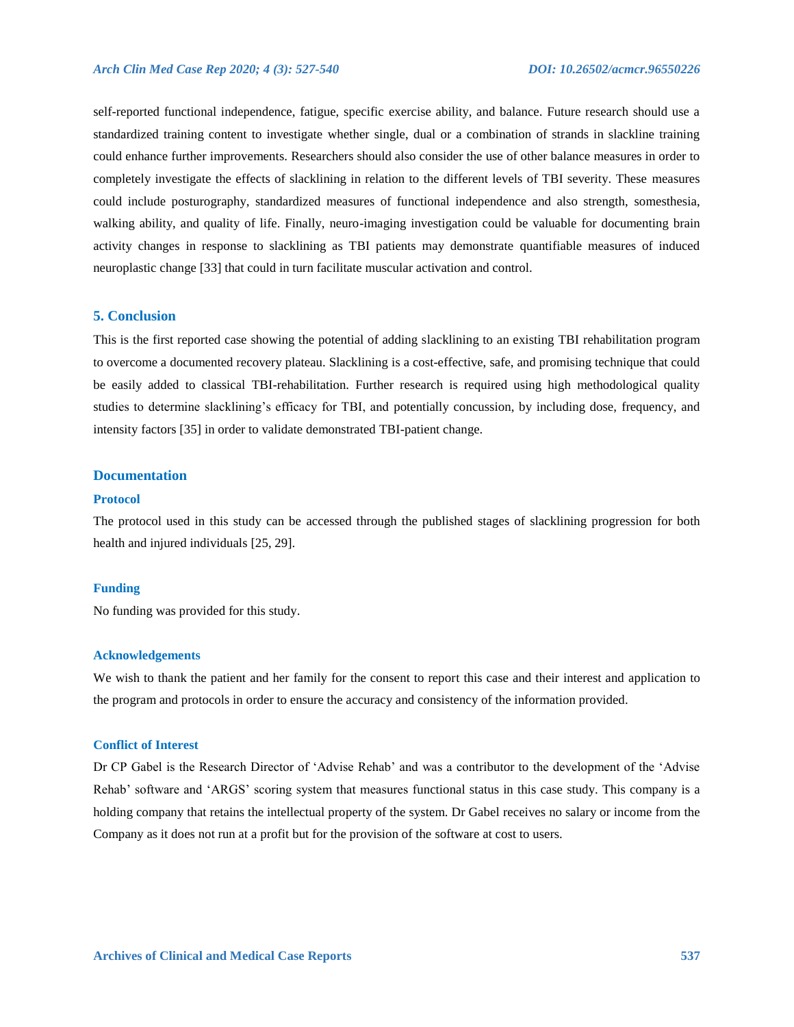self-reported functional independence, fatigue, specific exercise ability, and balance. Future research should use a standardized training content to investigate whether single, dual or a combination of strands in slackline training could enhance further improvements. Researchers should also consider the use of other balance measures in order to completely investigate the effects of slacklining in relation to the different levels of TBI severity. These measures could include posturography, standardized measures of functional independence and also strength, somesthesia, walking ability, and quality of life. Finally, neuro-imaging investigation could be valuable for documenting brain activity changes in response to slacklining as TBI patients may demonstrate quantifiable measures of induced neuroplastic change [33] that could in turn facilitate muscular activation and control.

## 5. Conclusion

This is the first reported case showing the potential of adding slacklining to an existing TBI rehabilitation program to overcome a documented recovery plateau. Slacklining is a cost-effective, safe, and promising technique that could be easily added to classical TBI-rehabilitation. Further research is required using high methodological quality studies to determine slacklining's efficacy for TBI, and potentially concussion, by including dose, frequency, and intensity factors [35] in order to validate demonstrated TBI-patient change.

## Documentation

### Protocol

The protocol used in this study can be accessed through the published stages of slacklining progression for both health and injured individuals [25, 29].

### Funding

No funding was provided for this study.

### Acknowledgements

We wish to thank the patient and her family for the consent to report this case and their interest and application to the program and protocols in order to ensure the accuracy and consistency of the information provided.

### Conflict of Interest

Dr CP Gabel is the Research Director of 'Advise Rehab' and was a contributor to the development of the 'Advise Rehab' software and 'ARGS' scoring system that measures functional status in this case study. This company is a holding company that retains the intellectual property of the system. Dr Gabel receives no salary or income from the Company as it does not run at a profit but for the provision of the software at cost to users.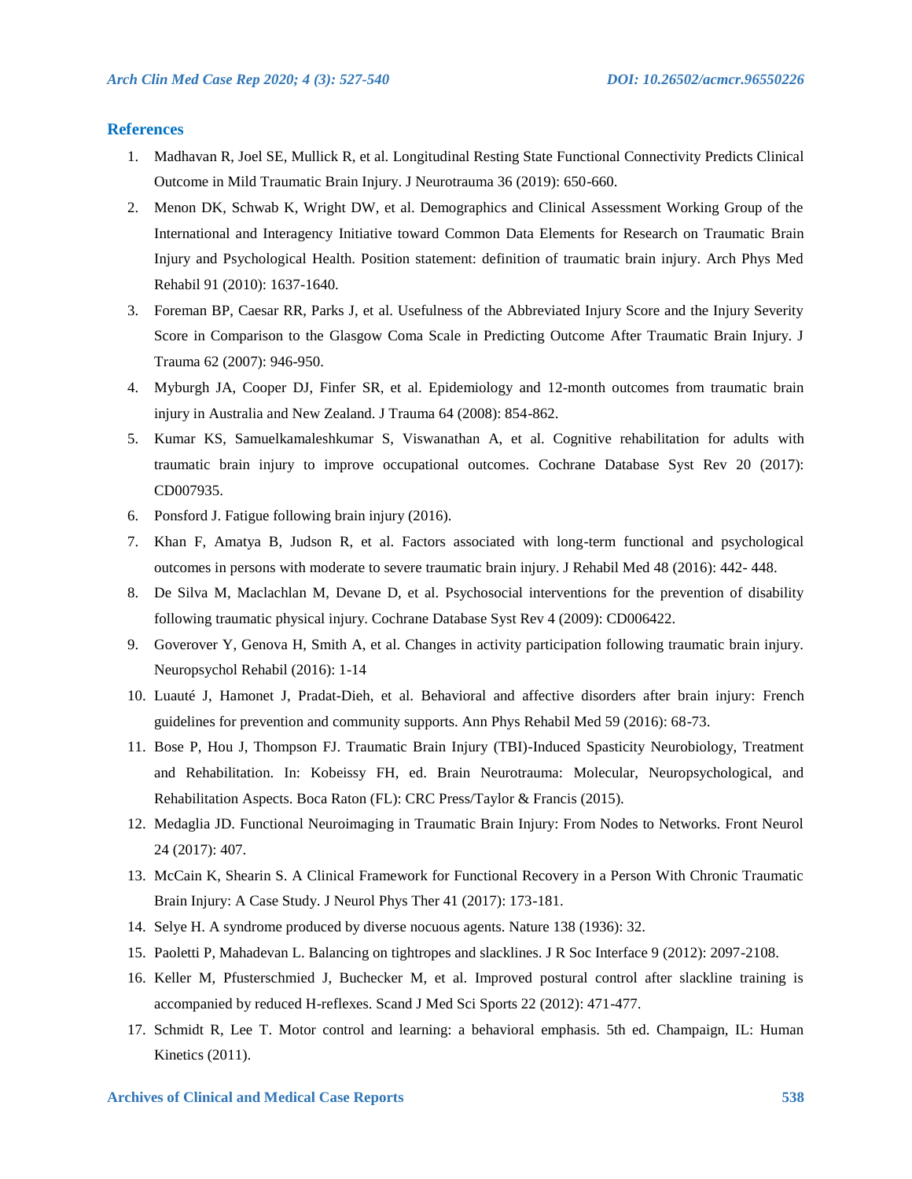## References

1. Madhavan R, Joel SE, Mullick R, et al. Longitudinal Resting State Functional Connectivity Predicts Clinical Outcome in Mild Traumatic Brain Injury. J Neurotrauma 36 (2019): 650-660.
2. Menon DK, Schwab K, Wright DW, et al. Demographics and Clinical Assessment Working Group of the International and Interagency Initiative toward Common Data Elements for Research on Traumatic Brain Injury and Psychological Health. Position statement: definition of traumatic brain injury. Arch Phys Med Rehabil 91 (2010): 1637-1640.
3. Foreman BP, Caesar RR, Parks J, et al. Usefulness of the Abbreviated Injury Score and the Injury Severity Score in Comparison to the Glasgow Coma Scale in Predicting Outcome After Traumatic Brain Injury. J Trauma 62 (2007): 946-950.
4. Myburgh JA, Cooper DJ, Finfer SR, et al. Epidemiology and 12-month outcomes from traumatic brain injury in Australia and New Zealand. J Trauma 64 (2008): 854-862.
5. Kumar KS, Samuelkamaleshkumar S, Viswanathan A, et al. Cognitive rehabilitation for adults with traumatic brain injury to improve occupational outcomes. Cochrane Database Syst Rev 20 (2017): CD007935.
6. Ponsford J. Fatigue following brain injury (2016).
7. Khan F, Amatya B, Judson R, et al. Factors associated with long-term functional and psychological outcomes in persons with moderate to severe traumatic brain injury. J Rehabil Med 48 (2016): 442- 448.
8. De Silva M, Maclachlan M, Devane D, et al. Psychosocial interventions for the prevention of disability following traumatic physical injury. Cochrane Database Syst Rev 4 (2009): CD006422.
9. Goverover Y, Genova H, Smith A, et al. Changes in activity participation following traumatic brain injury. Neuropsychol Rehabil (2016): 1-14
10. Luauté J, Hamonet J, Pradat-Dieh, et al. Behavioral and affective disorders after brain injury: French guidelines for prevention and community supports. Ann Phys Rehabil Med 59 (2016): 68-73.
11. Bose P, Hou J, Thompson FJ. Traumatic Brain Injury (TBI)-Induced Spasticity Neurobiology, Treatment and Rehabilitation. In: Kobeissy FH, ed. Brain Neurotrauma: Molecular, Neuropsychological, and Rehabilitation Aspects. Boca Raton (FL): CRC Press/Taylor & Francis (2015).
12. Medaglia JD. Functional Neuroimaging in Traumatic Brain Injury: From Nodes to Networks. Front Neurol 24 (2017): 407.
13. McCain K, Shearin S. A Clinical Framework for Functional Recovery in a Person With Chronic Traumatic Brain Injury: A Case Study. J Neurol Phys Ther 41 (2017): 173-181.
14. Selye H. A syndrome produced by diverse nocuous agents. Nature 138 (1936): 32.
15. Paoletti P, Mahadevan L. Balancing on tightropes and slacklines. J R Soc Interface 9 (2012): 2097-2108.
16. Keller M, Pfusterschmied J, Buchecker M, et al. Improved postural control after slackline training is accompanied by reduced H-reflexes. Scand J Med Sci Sports 22 (2012): 471-477.
17. Schmidt R, Lee T. Motor control and learning: a behavioral emphasis. 5th ed. Champaign, IL: Human Kinetics (2011).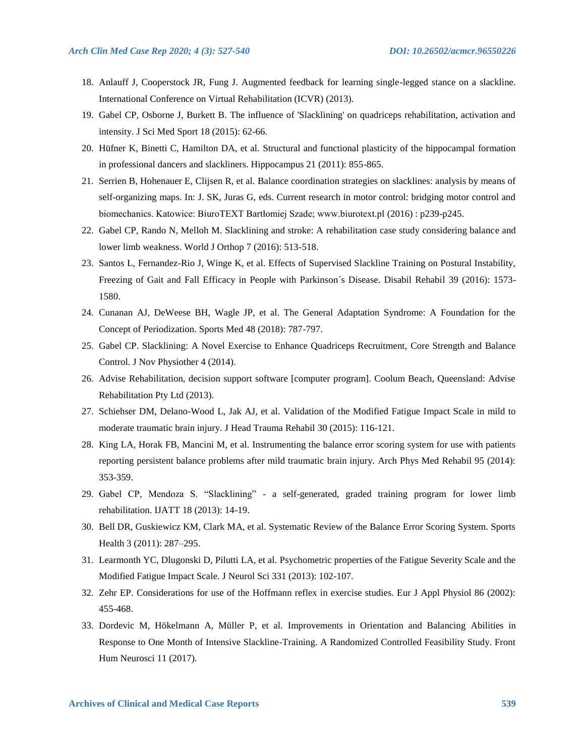18. Anlauff J, Cooperstock JR, Fung J. Augmented feedback for learning single-legged stance on a slackline. International Conference on Virtual Rehabilitation (ICVR) (2013).
19. Gabel CP, Osborne J, Burkett B. The influence of 'Slacklining' on quadriceps rehabilitation, activation and intensity. J Sci Med Sport 18 (2015): 62-66.
20. Hüfner K, Binetti C, Hamilton DA, et al. Structural and functional plasticity of the hippocampal formation in professional dancers and slackliners. Hippocampus 21 (2011): 855-865.
21. Serrien B, Hohenauer E, Clijsen R, et al. Balance coordination strategies on slacklines: analysis by means of self-organizing maps. In: J. SK, Juras G, eds. Current research in motor control: bridging motor control and biomechanics. Katowice: BiuroTEXT Bartłomiej Szade; www.biurotext.pl (2016) : p239-p245.
22. Gabel CP, Rando N, Melloh M. Slacklining and stroke: A rehabilitation case study considering balance and lower limb weakness. World J Orthop 7 (2016): 513-518.
23. Santos L, Fernandez-Rio J, Winge K, et al. Effects of Supervised Slackline Training on Postural Instability, Freezing of Gait and Fall Efficacy in People with Parkinson´s Disease. Disabil Rehabil 39 (2016): 1573-1580.
24. Cunanan AJ, DeWeese BH, Wagle JP, et al. The General Adaptation Syndrome: A Foundation for the Concept of Periodization. Sports Med 48 (2018): 787-797.
25. Gabel CP. Slacklining: A Novel Exercise to Enhance Quadriceps Recruitment, Core Strength and Balance Control. J Nov Physiother 4 (2014).
26. Advise Rehabilitation, decision support software [computer program]. Coolum Beach, Queensland: Advise Rehabilitation Pty Ltd (2013).
27. Schiehser DM, Delano-Wood L, Jak AJ, et al. Validation of the Modified Fatigue Impact Scale in mild to moderate traumatic brain injury. J Head Trauma Rehabil 30 (2015): 116-121.
28. King LA, Horak FB, Mancini M, et al. Instrumenting the balance error scoring system for use with patients reporting persistent balance problems after mild traumatic brain injury. Arch Phys Med Rehabil 95 (2014): 353-359.
29. Gabel CP, Mendoza S. "Slacklining" - a self-generated, graded training program for lower limb rehabilitation. IJATT 18 (2013): 14-19.
30. Bell DR, Guskiewicz KM, Clark MA, et al. Systematic Review of the Balance Error Scoring System. Sports Health 3 (2011): 287–295.
31. Learmonth YC, Dlugonski D, Pilutti LA, et al. Psychometric properties of the Fatigue Severity Scale and the Modified Fatigue Impact Scale. J Neurol Sci 331 (2013): 102-107.
32. Zehr EP. Considerations for use of the Hoffmann reflex in exercise studies. Eur J Appl Physiol 86 (2002): 455-468.
33. Dordevic M, Hökelmann A, Müller P, et al. Improvements in Orientation and Balancing Abilities in Response to One Month of Intensive Slackline-Training. A Randomized Controlled Feasibility Study. Front Hum Neurosci 11 (2017).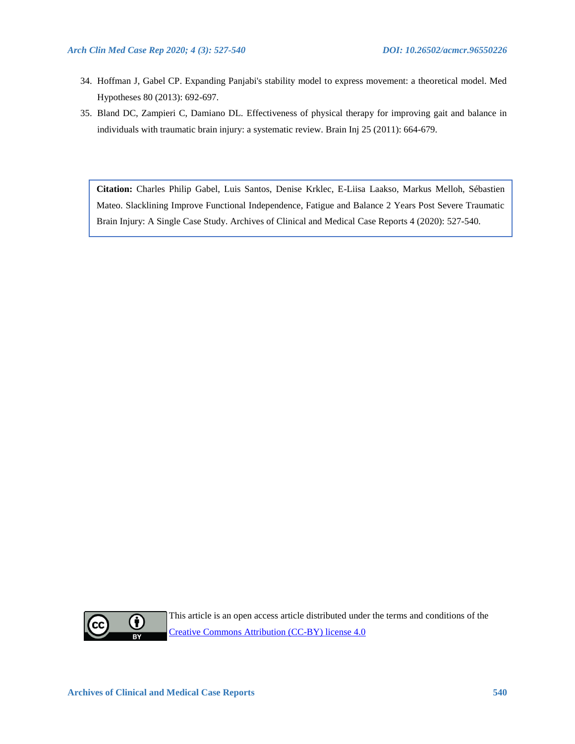34. Hoffman J, Gabel CP. Expanding Panjabi's stability model to express movement: a theoretical model. Med Hypotheses 80 (2013): 692-697.
35. Bland DC, Zampieri C, Damiano DL. Effectiveness of physical therapy for improving gait and balance in individuals with traumatic brain injury: a systematic review. Brain Inj 25 (2011): 664-679.

**Citation:** Charles Philip Gabel, Luis Santos, Denise Krklec, E-Liisa Laakso, Markus Melloh, Sébastien Mateo. Slacklining Improve Functional Independence, Fatigue and Balance 2 Years Post Severe Traumatic Brain Injury: A Single Case Study. Archives of Clinical and Medical Case Reports 4 (2020): 527-540.

This article is an open access article distributed under the terms and conditions of the [Creative Commons Attribution (CC-BY) license 4.0]